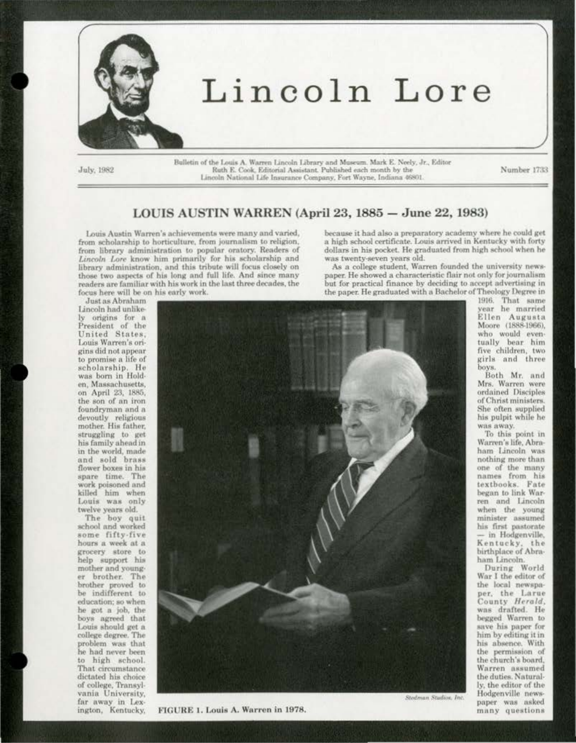# Lincoln Lore

July, 1982

Bulletin of the Louis A. Warren Lincoln Library and Museum. Mark E. Neely, Jr., Editor
Ruth E. Cook, Editorial Assistant. Published each month by the
Lincoln National Life Insurance Company, Fort Wayne, Indiana 46801.

Number 1733

## LOUIS AUSTIN WARREN (April 23, 1885 — June 22, 1983)

Louis Austin Warren's achievements were many and varied, from scholarship to horticulture, from journalism to religion, from library administration to popular oratory. Readers of *Lincoln Lore* know him primarily for his scholarship and library administration, and this tribute will focus closely on those two aspects of his long and full life. And since many readers are familiar with his work in the last three decades, the focus here will be on his early work.

Just as Abraham Lincoln had unlikely origins for a President of the United States, Louis Warren's origins did not appear to promise a life of scholarship. He was born in Holden, Massachusetts, on April 23, 1885, the son of an iron foundryman and a devoutly religious mother. His father, struggling to get his family ahead in in the world, made and sold brass flower boxes in his spare time. The work poisoned and killed him when Louis was only twelve years old.

The boy quit school and worked some fifty-five hours a week at a grocery store to help support his mother and younger brother. The brother proved to be indifferent to education; so when he got a job, the boys agreed that Louis should get a college degree. The problem was that he had never been to high school. That circumstance dictated his choice of college, Transylvania University, far away in Lexington, Kentucky, because it had also a preparatory academy where he could get a high school certificate. Louis arrived in Kentucky with forty dollars in his pocket. He graduated from high school when he was twenty-seven years old.

As a college student, Warren founded the university newspaper. He showed a characteristic flair not only for journalism but for practical finance by deciding to accept advertising in the paper. He graduated with a Bachelor of Theology Degree in 1916. That same year he married Ellen Augusta Moore (1888-1966), who would eventually bear him five children, two girls and three boys.

Both Mr. and Mrs. Warren were ordained Disciples of Christ ministers. She often supplied his pulpit while he was away.

To this point in Warren's life, Abraham Lincoln was nothing more than one of the many names from his textbooks. Fate began to link Warren and Lincoln when the young minister assumed his first pastorate — in Hodgenville, Kentucky, the birthplace of Abraham Lincoln.

During World War I the editor of the local newspaper, the Larue County *Herald*, was drafted. He begged Warren to save his paper for him by editing it in his absence. With the permission of the church's board, Warren assumed the duties. Naturally, the editor of the Hodgenville newspaper was asked many questions

*Stedman Studios, Inc.*

FIGURE 1. Louis A. Warren in 1978.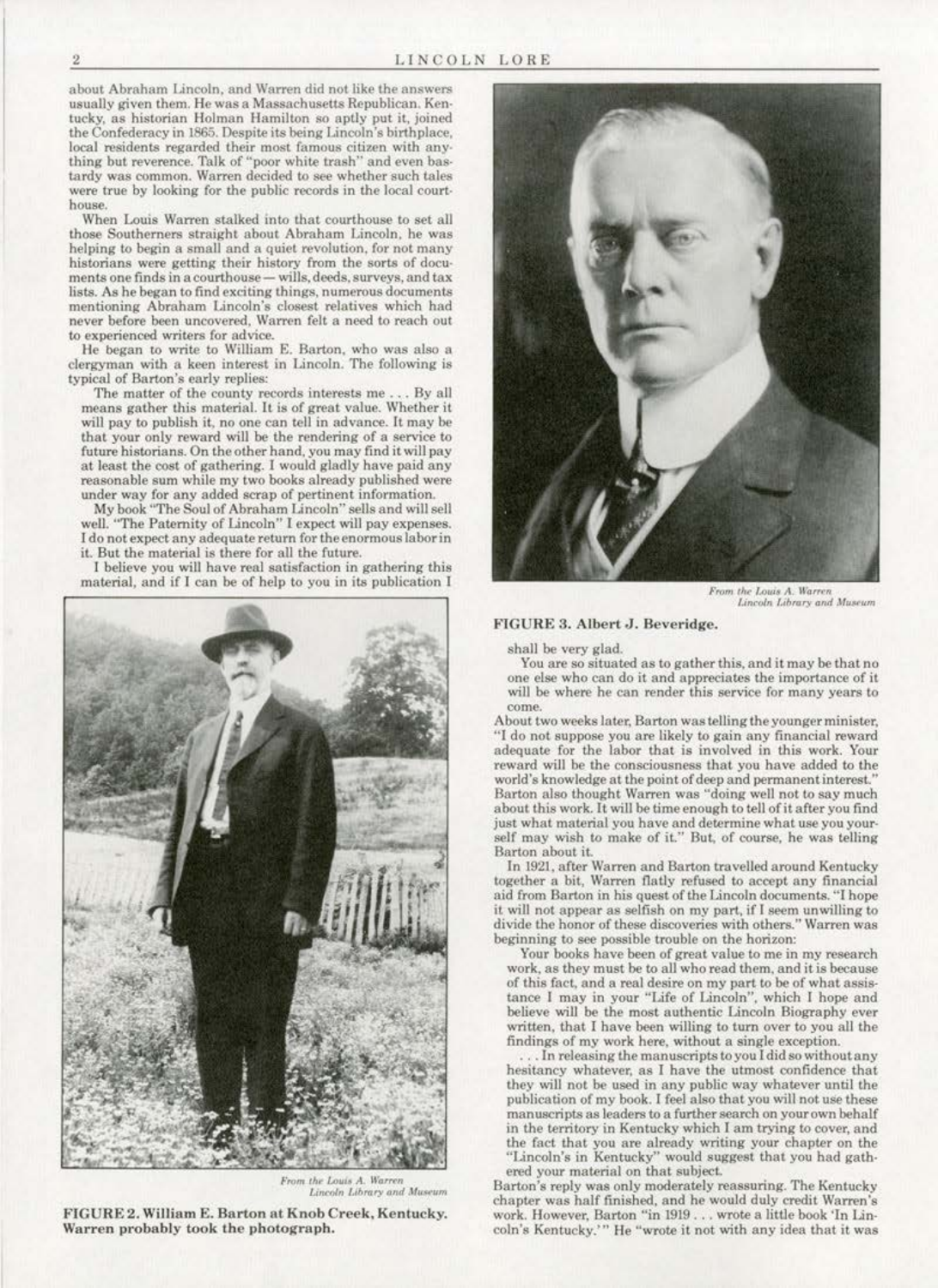about Abraham Lincoln, and Warren did not like the answers usually given them. He was a Massachusetts Republican. Kentucky, as historian Holman Hamilton so aptly put it, joined the Confederacy in 1865. Despite its being Lincoln's birthplace, local residents regarded their most famous citizen with anything but reverence. Talk of "poor white trash" and even bastardy was common. Warren decided to see whether such tales were true by looking for the public records in the local courthouse.

When Louis Warren stalked into that courthouse to set all those Southerners straight about Abraham Lincoln, he was helping to begin a small and a quiet revolution, for not many historians were getting their history from the sorts of documents one finds in a courthouse — wills, deeds, surveys, and tax lists. As he began to find exciting things, numerous documents mentioning Abraham Lincoln's closest relatives which had never before been uncovered, Warren felt a need to reach out to experienced writers for advice.

He began to write to William E. Barton, who was also a clergyman with a keen interest in Lincoln. The following is typical of Barton's early replies:

> The matter of the county records interests me . . . By all means gather this material. It is of great value. Whether it will pay to publish it, no one can tell in advance. It may be that your only reward will be the rendering of a service to future historians. On the other hand, you may find it will pay at least the cost of gathering. I would gladly have paid any reasonable sum while my two books already published were under way for any added scrap of pertinent information.
>
> My book "The Soul of Abraham Lincoln" sells and will sell well. "The Paternity of Lincoln" I expect will pay expenses. I do not expect any adequate return for the enormous labor in it. But the material is there for all the future.
>
> I believe you will have real satisfaction in gathering this material, and if I can be of help to you in its publication I shall be very glad.
>
> You are so situated as to gather this, and it may be that no one else who can do it and appreciates the importance of it will be where he can render this service for many years to come.

*From the Louis A. Warren Lincoln Library and Museum*

**FIGURE 2. William E. Barton at Knob Creek, Kentucky. Warren probably took the photograph.**

*From the Louis A. Warren Lincoln Library and Museum*

**FIGURE 3. Albert J. Beveridge.**

About two weeks later, Barton was telling the younger minister, "I do not suppose you are likely to gain any financial reward adequate for the labor that is involved in this work. Your reward will be the consciousness that you have added to the world's knowledge at the point of deep and permanent interest." Barton also thought Warren was "doing well not to say much about this work. It will be time enough to tell of it after you find just what material you have and determine what use you yourself may wish to make of it." But, of course, he was telling Barton about it.

In 1921, after Warren and Barton travelled around Kentucky together a bit, Warren flatly refused to accept any financial aid from Barton in his quest of the Lincoln documents. "I hope it will not appear as selfish on my part, if I seem unwilling to divide the honor of these discoveries with others." Warren was beginning to see possible trouble on the horizon:

> Your books have been of great value to me in my research work, as they must be to all who read them, and it is because of this fact, and a real desire on my part to be of what assistance I may in your "Life of Lincoln", which I hope and believe will be the most authentic Lincoln Biography ever written, that I have been willing to turn over to you all the findings of my work here, without a single exception.
>
> . . . In releasing the manuscripts to you I did so without any hesitancy whatever, as I have the utmost confidence that they will not be used in any public way whatever until the publication of my book. I feel also that you will not use these manuscripts as leaders to a further search on your own behalf in the territory in Kentucky which I am trying to cover, and the fact that you are already writing your chapter on the "Lincoln's in Kentucky" would suggest that you had gathered your material on that subject.

Barton's reply was only moderately reassuring. The Kentucky chapter was half finished, and he would duly credit Warren's work. However, Barton "in 1919 . . . wrote a little book 'In Lincoln's Kentucky.'" He "wrote it not with any idea that it was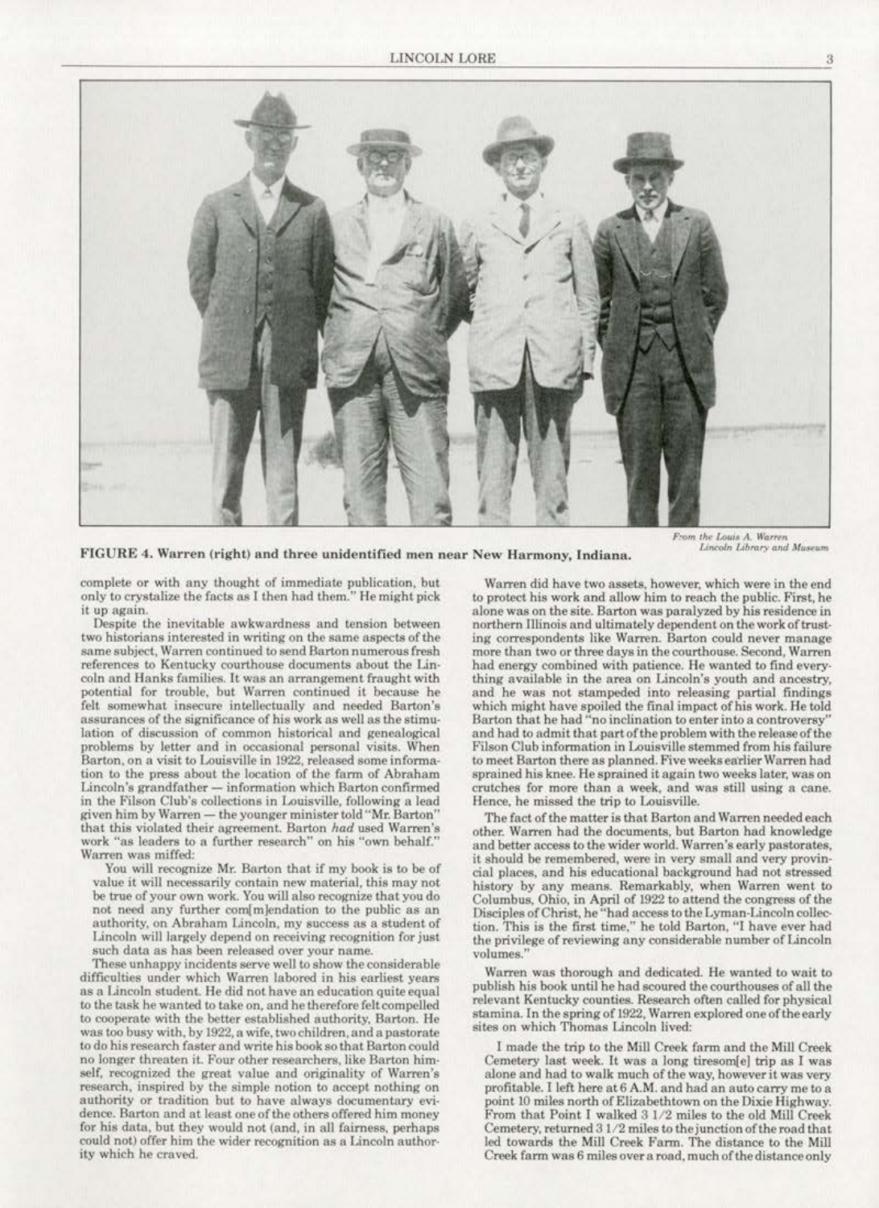**FIGURE 4. Warren (right) and three unidentified men near New Harmony, Indiana.**

*From the Louis A. Warren Lincoln Library and Museum*

complete or with any thought of immediate publication, but only to crystalize the facts as I then had them." He might pick it up again.

Despite the inevitable awkwardness and tension between two historians interested in writing on the same aspects of the same subject, Warren continued to send Barton numerous fresh references to Kentucky courthouse documents about the Lincoln and Hanks families. It was an arrangement fraught with potential for trouble, but Warren continued it because he felt somewhat insecure intellectually and needed Barton's assurances of the significance of his work as well as the stimulation of discussion of common historical and genealogical problems by letter and in occasional personal visits. When Barton, on a visit to Louisville in 1922, released some information to the press about the location of the farm of Abraham Lincoln's grandfather — information which Barton confirmed in the Filson Club's collections in Louisville, following a lead given him by Warren — the younger minister told "Mr. Barton" that this violated their agreement. Barton *had* used Warren's work "as leaders to a further research" on his "own behalf." Warren was miffed:

> You will recognize Mr. Barton that if my book is to be of value it will necessarily contain new material, this may not be true of your own work. You will also recognize that you do not need any further com[m]endation to the public as an authority, on Abraham Lincoln, my success as a student of Lincoln will largely depend on receiving recognition for just such data as has been released over your name.

These unhappy incidents serve well to show the considerable difficulties under which Warren labored in his earliest years as a Lincoln student. He did not have an education quite equal to the task he wanted to take on, and he therefore felt compelled to cooperate with the better established authority, Barton. He was too busy with, by 1922, a wife, two children, and a pastorate to do his research faster and write his book so that Barton could no longer threaten it. Four other researchers, like Barton himself, recognized the great value and originality of Warren's research, inspired by the simple notion to accept nothing on authority or tradition but to have always documentary evidence. Barton and at least one of the others offered him money for his data, but they would not (and, in all fairness, perhaps could not) offer him the wider recognition as a Lincoln authority which he craved.

Warren did have two assets, however, which were in the end to protect his work and allow him to reach the public. First, he alone was on the site. Barton was paralyzed by his residence in northern Illinois and ultimately dependent on the work of trusting correspondents like Warren. Barton could never manage more than two or three days in the courthouse. Second, Warren had energy combined with patience. He wanted to find everything available in the area on Lincoln's youth and ancestry, and he was not stampeded into releasing partial findings which might have spoiled the final impact of his work. He told Barton that he had "no inclination to enter into a controversy" and had to admit that part of the problem with the release of the Filson Club information in Louisville stemmed from his failure to meet Barton there as planned. Five weeks earlier Warren had sprained his knee. He sprained it again two weeks later, was on crutches for more than a week, and was still using a cane. Hence, he missed the trip to Louisville.

The fact of the matter is that Barton and Warren needed each other. Warren had the documents, but Barton had knowledge and better access to the wider world. Warren's early pastorates, it should be remembered, were in very small and very provincial places, and his educational background had not stressed history by any means. Remarkably, when Warren went to Columbus, Ohio, in April of 1922 to attend the congress of the Disciples of Christ, he "had access to the Lyman-Lincoln collection. This is the first time," he told Barton, "I have ever had the privilege of reviewing any considerable number of Lincoln volumes."

Warren was thorough and dedicated. He wanted to wait to publish his book until he had scoured the courthouses of all the relevant Kentucky counties. Research often called for physical stamina. In the spring of 1922, Warren explored one of the early sites on which Thomas Lincoln lived:

> I made the trip to the Mill Creek farm and the Mill Creek Cemetery last week. It was a long tiresom[e] trip as I was alone and had to walk much of the way, however it was very profitable. I left here at 6 A.M. and had an auto carry me to a point 10 miles north of Elizabethtown on the Dixie Highway. From that Point I walked 3 1/2 miles to the old Mill Creek Cemetery, returned 3 1/2 miles to the junction of the road that led towards the Mill Creek Farm. The distance to the Mill Creek farm was 6 miles over a road, much of the distance only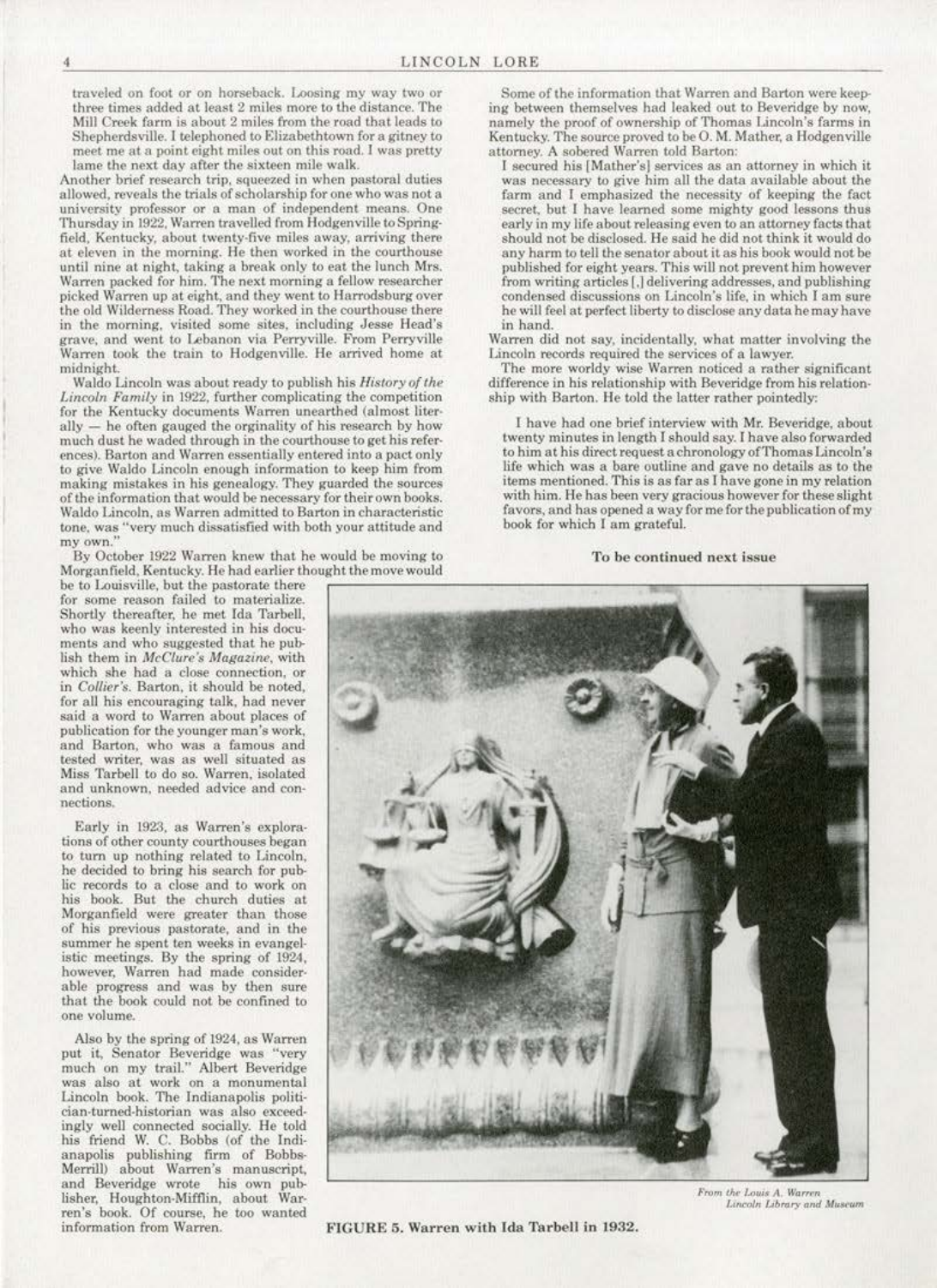traveled on foot or on horseback. Loosing my way two or three times added at least 2 miles more to the distance. The Mill Creek farm is about 2 miles from the road that leads to Shepherdsville. I telephoned to Elizabethtown for a gitney to meet me at a point eight miles out on this road. I was pretty lame the next day after the sixteen mile walk.

Another brief research trip, squeezed in when pastoral duties allowed, reveals the trials of scholarship for one who was not a university professor or a man of independent means. One Thursday in 1922, Warren travelled from Hodgenville to Springfield, Kentucky, about twenty-five miles away, arriving there at eleven in the morning. He then worked in the courthouse until nine at night, taking a break only to eat the lunch Mrs. Warren packed for him. The next morning a fellow researcher picked Warren up at eight, and they went to Harrodsburg over the old Wilderness Road. They worked in the courthouse there in the morning, visited some sites, including Jesse Head's grave, and went to Lebanon via Perryville. From Perryville Warren took the train to Hodgenville. He arrived home at midnight.

Waldo Lincoln was about ready to publish his *History of the Lincoln Family* in 1922, further complicating the competition for the Kentucky documents Warren unearthed (almost literally — he often gauged the orginality of his research by how much dust he waded through in the courthouse to get his references). Barton and Warren essentially entered into a pact only to give Waldo Lincoln enough information to keep him from making mistakes in his genealogy. They guarded the sources of the information that would be necessary for their own books. Waldo Lincoln, as Warren admitted to Barton in characteristic tone, was "very much dissatisfied with both your attitude and my own."

By October 1922 Warren knew that he would be moving to Morganfield, Kentucky. He had earlier thought the move would be to Louisville, but the pastorate there for some reason failed to materialize. Shortly thereafter, he met Ida Tarbell, who was keenly interested in his documents and who suggested that he publish them in *McClure's Magazine*, with which she had a close connection, or in *Collier's*. Barton, it should be noted, for all his encouraging talk, had never said a word to Warren about places of publication for the younger man's work, and Barton, who was a famous and tested writer, was as well situated as Miss Tarbell to do so. Warren, isolated and unknown, needed advice and connections.

Early in 1923, as Warren's explorations of other county courthouses began to turn up nothing related to Lincoln, he decided to bring his search for public records to a close and to work on his book. But the church duties at Morganfield were greater than those of his previous pastorate, and in the summer he spent ten weeks in evangelistic meetings. By the spring of 1924, however, Warren had made considerable progress and was by then sure that the book could not be confined to one volume.

Also by the spring of 1924, as Warren put it, Senator Beveridge was "very much on my trail." Albert Beveridge was also at work on a monumental Lincoln book. The Indianapolis politician-turned-historian was also exceedingly well connected socially. He told his friend W. C. Bobbs (of the Indianapolis publishing firm of Bobbs-Merrill) about Warren's manuscript, and Beveridge wrote his own publisher, Houghton-Mifflin, about Warren's book. Of course, he too wanted information from Warren.

Some of the information that Warren and Barton were keeping between themselves had leaked out to Beveridge by now, namely the proof of ownership of Thomas Lincoln's farms in Kentucky. The source proved to be O. M. Mather, a Hodgenville attorney. A sobered Warren told Barton:

> I secured his [Mather's] services as an attorney in which it was necessary to give him all the data available about the farm and I emphasized the necessity of keeping the fact secret, but I have learned some mighty good lessons thus early in my life about releasing even to an attorney facts that should not be disclosed. He said he did not think it would do any harm to tell the senator about it as his book would not be published for eight years. This will not prevent him however from writing articles [,] delivering addresses, and publishing condensed discussions on Lincoln's life, in which I am sure he will feel at perfect liberty to disclose any data he may have in hand.

Warren did not say, incidentally, what matter involving the Lincoln records required the services of a lawyer.

The more worldy wise Warren noticed a rather significant difference in his relationship with Beveridge from his relationship with Barton. He told the latter rather pointedly:

> I have had one brief interview with Mr. Beveridge, about twenty minutes in length I should say. I have also forwarded to him at his direct request a chronology of Thomas Lincoln's life which was a bare outline and gave no details as to the items mentioned. This is as far as I have gone in my relation with him. He has been very gracious however for these slight favors, and has opened a way for me for the publication of my book for which I am grateful.

**To be continued next issue**

*From the Louis A. Warren Lincoln Library and Museum*

**FIGURE 5. Warren with Ida Tarbell in 1932.**